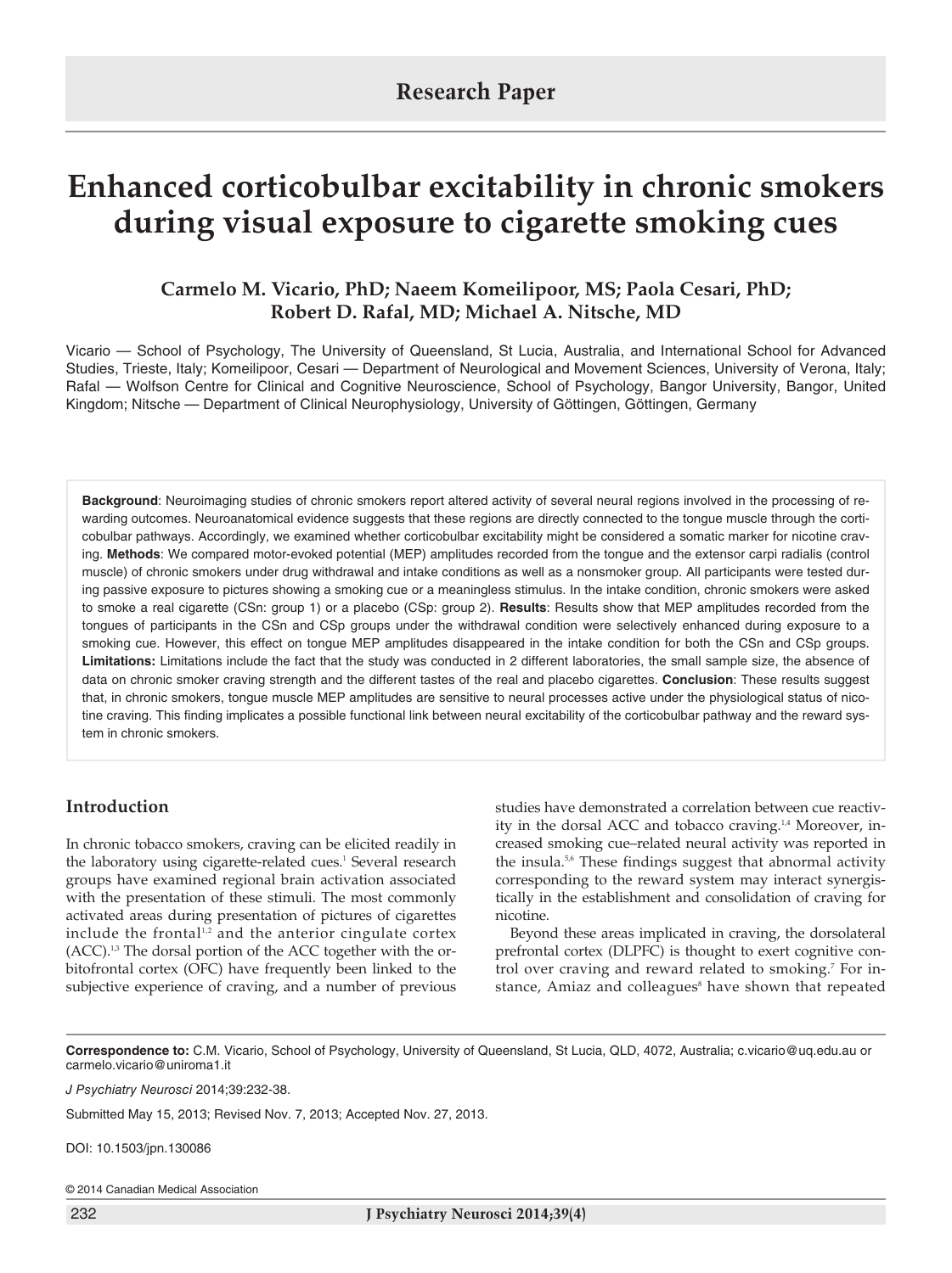Research Paper

# Enhanced corticobulbar excitability in chronic smokers during visual exposure to cigarette smoking cues

**Carmelo M. Vicario, PhD; Naeem Komeilipoor, MS; Paola Cesari, PhD; Robert D. Rafal, MD; Michael A. Nitsche, MD**

Vicario — School of Psychology, The University of Queensland, St Lucia, Australia, and International School for Advanced Studies, Trieste, Italy; Komeilipoor, Cesari — Department of Neurological and Movement Sciences, University of Verona, Italy; Rafal — Wolfson Centre for Clinical and Cognitive Neuroscience, School of Psychology, Bangor University, Bangor, United Kingdom; Nitsche — Department of Clinical Neurophysiology, University of Göttingen, Göttingen, Germany

**Background**: Neuroimaging studies of chronic smokers report altered activity of several neural regions involved in the processing of rewarding outcomes. Neuroanatomical evidence suggests that these regions are directly connected to the tongue muscle through the corticobulbar pathways. Accordingly, we examined whether corticobulbar excitability might be considered a somatic marker for nicotine craving. **Methods**: We compared motor-evoked potential (MEP) amplitudes recorded from the tongue and the extensor carpi radialis (control muscle) of chronic smokers under drug withdrawal and intake conditions as well as a nonsmoker group. All participants were tested during passive exposure to pictures showing a smoking cue or a meaningless stimulus. In the intake condition, chronic smokers were asked to smoke a real cigarette (CSn: group 1) or a placebo (CSp: group 2). **Results**: Results show that MEP amplitudes recorded from the tongues of participants in the CSn and CSp groups under the withdrawal condition were selectively enhanced during exposure to a smoking cue. However, this effect on tongue MEP amplitudes disappeared in the intake condition for both the CSn and CSp groups. **Limitations:** Limitations include the fact that the study was conducted in 2 different laboratories, the small sample size, the absence of data on chronic smoker craving strength and the different tastes of the real and placebo cigarettes. **Conclusion**: These results suggest that, in chronic smokers, tongue muscle MEP amplitudes are sensitive to neural processes active under the physiological status of nicotine craving. This finding implicates a possible functional link between neural excitability of the corticobulbar pathway and the reward system in chronic smokers.

## Introduction

In chronic tobacco smokers, craving can be elicited readily in the laboratory using cigarette-related cues.[1] Several research groups have examined regional brain activation associated with the presentation of these stimuli. The most commonly activated areas during presentation of pictures of cigarettes include the frontal[1,2] and the anterior cingulate cortex (ACC).[1,3] The dorsal portion of the ACC together with the orbitofrontal cortex (OFC) have frequently been linked to the subjective experience of craving, and a number of previous studies have demonstrated a correlation between cue reactivity in the dorsal ACC and tobacco craving.[1,4] Moreover, increased smoking cue–related neural activity was reported in the insula.[5,6] These findings suggest that abnormal activity corresponding to the reward system may interact synergistically in the establishment and consolidation of craving for nicotine.

Beyond these areas implicated in craving, the dorsolateral prefrontal cortex (DLPFC) is thought to exert cognitive control over craving and reward related to smoking.[7] For instance, Amiaz and colleagues[8] have shown that repeated

**Correspondence to:** C.M. Vicario, School of Psychology, University of Queensland, St Lucia, QLD, 4072, Australia; c.vicario@uq.edu.au or carmelo.vicario@uniroma1.it

*J Psychiatry Neurosci* 2014;39:232-38.

Submitted May 15, 2013; Revised Nov. 7, 2013; Accepted Nov. 27, 2013.

DOI: 10.1503/jpn.130086

© 2014 Canadian Medical Association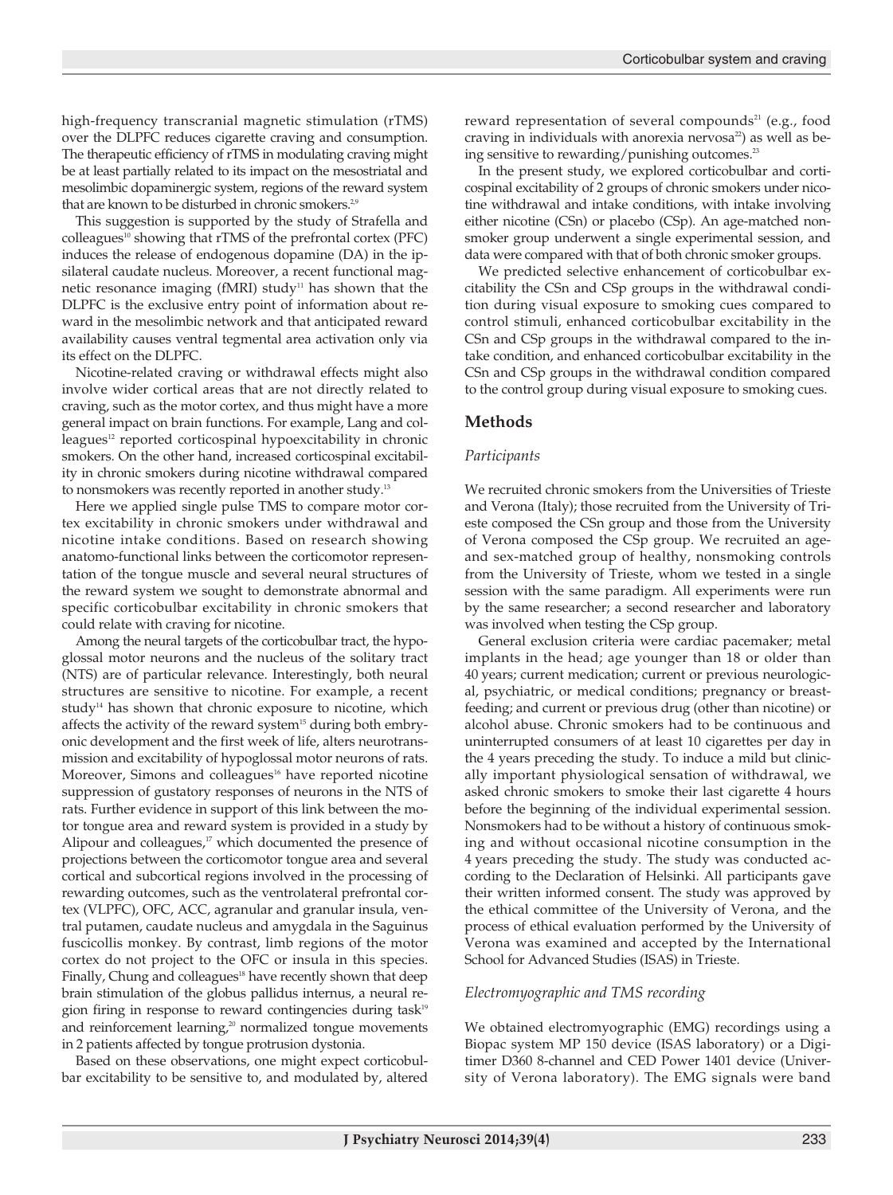high-frequency transcranial magnetic stimulation (rTMS) over the DLPFC reduces cigarette craving and consumption. The therapeutic efficiency of rTMS in modulating craving might be at least partially related to its impact on the mesostriatal and mesolimbic dopaminergic system, regions of the reward system that are known to be disturbed in chronic smokers.[2,9]

This suggestion is supported by the study of Strafella and colleagues[10] showing that rTMS of the prefrontal cortex (PFC) induces the release of endogenous dopamine (DA) in the ipsilateral caudate nucleus. Moreover, a recent functional magnetic resonance imaging (fMRI) study[11] has shown that the DLPFC is the exclusive entry point of information about reward in the mesolimbic network and that anticipated reward availability causes ventral tegmental area activation only via its effect on the DLPFC.

Nicotine-related craving or withdrawal effects might also involve wider cortical areas that are not directly related to craving, such as the motor cortex, and thus might have a more general impact on brain functions. For example, Lang and colleagues[12] reported corticospinal hypoexcitability in chronic smokers. On the other hand, increased corticospinal excitability in chronic smokers during nicotine withdrawal compared to nonsmokers was recently reported in another study.[13]

Here we applied single pulse TMS to compare motor cortex excitability in chronic smokers under withdrawal and nicotine intake conditions. Based on research showing anatomo-functional links between the corticomotor representation of the tongue muscle and several neural structures of the reward system we sought to demonstrate abnormal and specific corticobulbar excitability in chronic smokers that could relate with craving for nicotine.

Among the neural targets of the corticobulbar tract, the hypoglossal motor neurons and the nucleus of the solitary tract (NTS) are of particular relevance. Interestingly, both neural structures are sensitive to nicotine. For example, a recent study[14] has shown that chronic exposure to nicotine, which affects the activity of the reward system[15] during both embryonic development and the first week of life, alters neurotransmission and excitability of hypoglossal motor neurons of rats. Moreover, Simons and colleagues[16] have reported nicotine suppression of gustatory responses of neurons in the NTS of rats. Further evidence in support of this link between the motor tongue area and reward system is provided in a study by Alipour and colleagues,[17] which documented the presence of projections between the corticomotor tongue area and several cortical and subcortical regions involved in the processing of rewarding outcomes, such as the ventrolateral prefrontal cortex (VLPFC), OFC, ACC, agranular and granular insula, ventral putamen, caudate nucleus and amygdala in the Saguinus fuscicollis monkey. By contrast, limb regions of the motor cortex do not project to the OFC or insula in this species. Finally, Chung and colleagues[18] have recently shown that deep brain stimulation of the globus pallidus internus, a neural region firing in response to reward contingencies during task[19] and reinforcement learning,[20] normalized tongue movements in 2 patients affected by tongue protrusion dystonia.

Based on these observations, one might expect corticobulbar excitability to be sensitive to, and modulated by, altered reward representation of several compounds[21] (e.g., food craving in individuals with anorexia nervosa[22]) as well as being sensitive to rewarding/punishing outcomes.[23]

In the present study, we explored corticobulbar and corticospinal excitability of 2 groups of chronic smokers under nicotine withdrawal and intake conditions, with intake involving either nicotine (CSn) or placebo (CSp). An age-matched nonsmoker group underwent a single experimental session, and data were compared with that of both chronic smoker groups.

We predicted selective enhancement of corticobulbar excitability the CSn and CSp groups in the withdrawal condition during visual exposure to smoking cues compared to control stimuli, enhanced corticobulbar excitability in the CSn and CSp groups in the withdrawal compared to the intake condition, and enhanced corticobulbar excitability in the CSn and CSp groups in the withdrawal condition compared to the control group during visual exposure to smoking cues.

## Methods

### *Participants*

We recruited chronic smokers from the Universities of Trieste and Verona (Italy); those recruited from the University of Trieste composed the CSn group and those from the University of Verona composed the CSp group. We recruited an age- and sex-matched group of healthy, nonsmoking controls from the University of Trieste, whom we tested in a single session with the same paradigm. All experiments were run by the same researcher; a second researcher and laboratory was involved when testing the CSp group.

General exclusion criteria were cardiac pacemaker; metal implants in the head; age younger than 18 or older than 40 years; current medication; current or previous neurological, psychiatric, or medical conditions; pregnancy or breastfeeding; and current or previous drug (other than nicotine) or alcohol abuse. Chronic smokers had to be continuous and uninterrupted consumers of at least 10 cigarettes per day in the 4 years preceding the study. To induce a mild but clinically important physiological sensation of withdrawal, we asked chronic smokers to smoke their last cigarette 4 hours before the beginning of the individual experimental session. Nonsmokers had to be without a history of continuous smoking and without occasional nicotine consumption in the 4 years preceding the study. The study was conducted according to the Declaration of Helsinki. All participants gave their written informed consent. The study was approved by the ethical committee of the University of Verona, and the process of ethical evaluation performed by the University of Verona was examined and accepted by the International School for Advanced Studies (ISAS) in Trieste.

### *Electromyographic and TMS recording*

We obtained electromyographic (EMG) recordings using a Biopac system MP 150 device (ISAS laboratory) or a Digitimer D360 8-channel and CED Power 1401 device (University of Verona laboratory). The EMG signals were band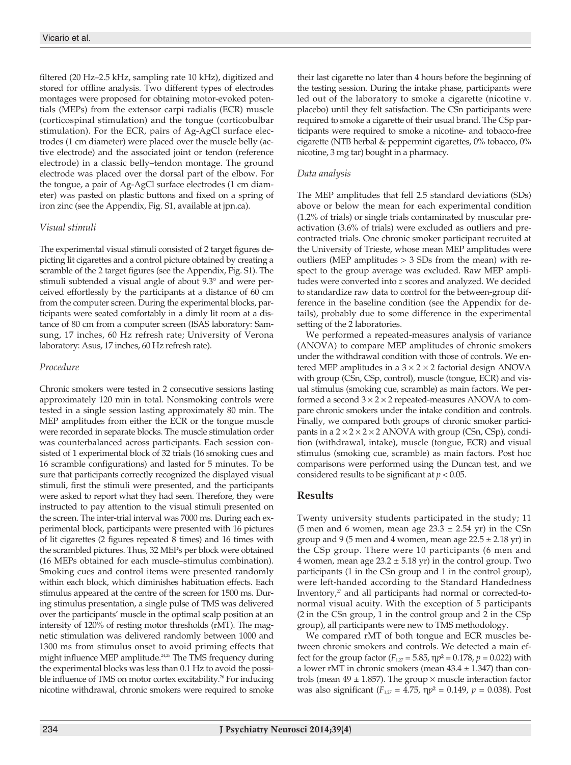filtered (20 Hz–2.5 kHz, sampling rate 10 kHz), digitized and stored for offline analysis. Two different types of electrodes montages were proposed for obtaining motor-evoked potentials (MEPs) from the extensor carpi radialis (ECR) muscle (corticospinal stimulation) and the tongue (corticobulbar stimulation). For the ECR, pairs of Ag-AgCl surface electrodes (1 cm diameter) were placed over the muscle belly (active electrode) and the associated joint or tendon (reference electrode) in a classic belly–tendon montage. The ground electrode was placed over the dorsal part of the elbow. For the tongue, a pair of Ag-AgCl surface electrodes (1 cm diameter) was pasted on plastic buttons and fixed on a spring of iron zinc (see the Appendix, Fig. S1, available at jpn.ca).

### *Visual stimuli*

The experimental visual stimuli consisted of 2 target figures depicting lit cigarettes and a control picture obtained by creating a scramble of the 2 target figures (see the Appendix, Fig. S1). The stimuli subtended a visual angle of about 9.3° and were perceived effortlessly by the participants at a distance of 60 cm from the computer screen. During the experimental blocks, participants were seated comfortably in a dimly lit room at a distance of 80 cm from a computer screen (ISAS laboratory: Samsung, 17 inches, 60 Hz refresh rate; University of Verona laboratory: Asus, 17 inches, 60 Hz refresh rate).

### *Procedure*

Chronic smokers were tested in 2 consecutive sessions lasting approximately 120 min in total. Nonsmoking controls were tested in a single session lasting approximately 80 min. The MEP amplitudes from either the ECR or the tongue muscle were recorded in separate blocks. The muscle stimulation order was counterbalanced across participants. Each session consisted of 1 experimental block of 32 trials (16 smoking cues and 16 scramble configurations) and lasted for 5 minutes. To be sure that participants correctly recognized the displayed visual stimuli, first the stimuli were presented, and the participants were asked to report what they had seen. Therefore, they were instructed to pay attention to the visual stimuli presented on the screen. The inter-trial interval was 7000 ms. During each experimental block, participants were presented with 16 pictures of lit cigarettes (2 figures repeated 8 times) and 16 times with the scrambled pictures. Thus, 32 MEPs per block were obtained (16 MEPs obtained for each muscle–stimulus combination). Smoking cues and control items were presented randomly within each block, which diminishes habituation effects. Each stimulus appeared at the centre of the screen for 1500 ms. During stimulus presentation, a single pulse of TMS was delivered over the participants' muscle in the optimal scalp position at an intensity of 120% of resting motor thresholds (rMT). The magnetic stimulation was delivered randomly between 1000 and 1300 ms from stimulus onset to avoid priming effects that might influence MEP amplitude.[24,25] The TMS frequency during the experimental blocks was less than 0.1 Hz to avoid the possible influence of TMS on motor cortex excitability.[26] For inducing nicotine withdrawal, chronic smokers were required to smoke their last cigarette no later than 4 hours before the beginning of the testing session. During the intake phase, participants were led out of the laboratory to smoke a cigarette (nicotine v. placebo) until they felt satisfaction. The CSn participants were required to smoke a cigarette of their usual brand. The CSp participants were required to smoke a nicotine- and tobacco-free cigarette (NTB herbal & peppermint cigarettes, 0% tobacco, 0% nicotine, 3 mg tar) bought in a pharmacy.

### *Data analysis*

The MEP amplitudes that fell 2.5 standard deviations (SDs) above or below the mean for each experimental condition (1.2% of trials) or single trials contaminated by muscular preactivation (3.6% of trials) were excluded as outliers and precontracted trials. One chronic smoker participant recruited at the University of Trieste, whose mean MEP amplitudes were outliers (MEP amplitudes > 3 SDs from the mean) with respect to the group average was excluded. Raw MEP amplitudes were converted into *z* scores and analyzed. We decided to standardize raw data to control for the between-group difference in the baseline condition (see the Appendix for details), probably due to some difference in the experimental setting of the 2 laboratories.

We performed a repeated-measures analysis of variance (ANOVA) to compare MEP amplitudes of chronic smokers under the withdrawal condition with those of controls. We entered MEP amplitudes in a 3 × 2 × 2 factorial design ANOVA with group (CSn, CSp, control), muscle (tongue, ECR) and visual stimulus (smoking cue, scramble) as main factors. We performed a second 3 × 2 × 2 repeated-measures ANOVA to compare chronic smokers under the intake condition and controls. Finally, we compared both groups of chronic smoker participants in a 2 × 2 × 2 × 2 ANOVA with group (CSn, CSp), condition (withdrawal, intake), muscle (tongue, ECR) and visual stimulus (smoking cue, scramble) as main factors. Post hoc comparisons were performed using the Duncan test, and we considered results to be significant at $p < 0.05$.

## Results

Twenty university students participated in the study; 11 (5 men and 6 women, mean age 23.3 ± 2.54 yr) in the CSn group and 9 (5 men and 4 women, mean age 22.5 ± 2.18 yr) in the CSp group. There were 10 participants (6 men and 4 women, mean age 23.2 ± 5.18 yr) in the control group. Two participants (1 in the CSn group and 1 in the control group), were left-handed according to the Standard Handedness Inventory,[27] and all participants had normal or corrected-to-normal visual acuity. With the exception of 5 participants (2 in the CSn group, 1 in the control group and 2 in the CSp group), all participants were new to TMS methodology.

We compared rMT of both tongue and ECR muscles between chronic smokers and controls. We detected a main effect for the group factor ($F_{1,27} = 5.85$, $\eta p^2 = 0.178$, $p = 0.022$) with a lower rMT in chronic smokers (mean 43.4 ± 1.347) than controls (mean 49 ± 1.857). The group × muscle interaction factor was also significant ($F_{1,27} = 4.75$, $\eta p^2 = 0.149$, $p = 0.038$). Post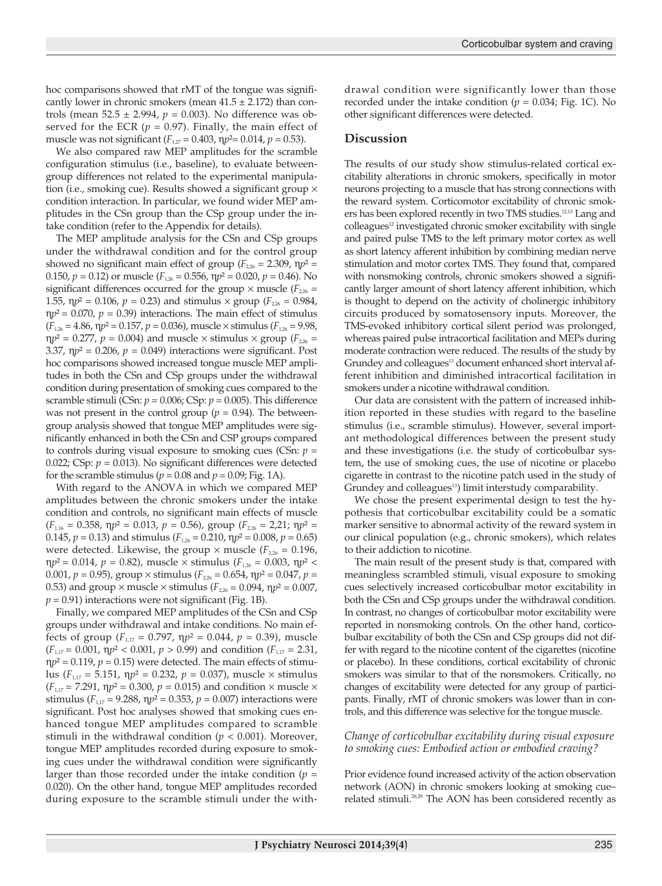hoc comparisons showed that rMT of the tongue was significantly lower in chronic smokers (mean 41.5 ± 2.172) than controls (mean 52.5 ± 2.994, $p = 0.003$). No difference was observed for the ECR ($p = 0.97$). Finally, the main effect of muscle was not significant ($F_{1,27} = 0.403$, $\eta p^2 = 0.014$, $p = 0.53$).

We also compared raw MEP amplitudes for the scramble configuration stimulus (i.e., baseline), to evaluate between-group differences not related to the experimental manipulation (i.e., smoking cue). Results showed a significant group × condition interaction. In particular, we found wider MEP amplitudes in the CSn group than the CSp group under the intake condition (refer to the Appendix for details).

The MEP amplitude analysis for the CSn and CSp groups under the withdrawal condition and for the control group showed no significant main effect of group ($F_{2,26} = 2.309$, $\eta p^2 = 0.150$, $p = 0.12$) or muscle ($F_{1,26} = 0.556$, $\eta p^2 = 0.020$, $p = 0.46$). No significant differences occurred for the group × muscle ($F_{2,26} = 1.55$, $\eta p^2 = 0.106$, $p = 0.23$) and stimulus × group ($F_{2,26} = 0.984$, $\eta p^2 = 0.070$, $p = 0.39$) interactions. The main effect of stimulus ($F_{1,26} = 4.86$, $\eta p^2 = 0.157$, $p = 0.036$), muscle × stimulus ($F_{1,26} = 9.98$, $\eta p^2 = 0.277$, $p = 0.004$) and muscle × stimulus × group ($F_{2,26} = 3.37$, $\eta p^2 = 0.206$, $p = 0.049$) interactions were significant. Post hoc comparisons showed increased tongue muscle MEP amplitudes in both the CSn and CSp groups under the withdrawal condition during presentation of smoking cues compared to the scramble stimuli (CSn: $p = 0.006$; CSp: $p = 0.005$). This difference was not present in the control group ($p = 0.94$). The between-group analysis showed that tongue MEP amplitudes were significantly enhanced in both the CSn and CSP groups compared to controls during visual exposure to smoking cues (CSn: $p = 0.022$; CSp: $p = 0.013$). No significant differences were detected for the scramble stimulus ($p = 0.08$ and $p = 0.09$; Fig. 1A).

With regard to the ANOVA in which we compared MEP amplitudes between the chronic smokers under the intake condition and controls, no significant main effects of muscle ($F_{1,16} = 0.358$, $\eta p^2 = 0.013$, $p = 0.56$), group ($F_{2,26} = 2{,}21$; $\eta p^2 = 0.145$, $p = 0.13$) and stimulus ($F_{1,26} = 0.210$, $\eta p^2 = 0.008$, $p = 0.65$) were detected. Likewise, the group × muscle ($F_{2,26} = 0.196$, $\eta p^2 = 0.014$, $p = 0.82$), muscle × stimulus ($F_{1,26} = 0.003$, $\eta p^2 < 0.001$, $p = 0.95$), group × stimulus ($F_{2,26} = 0.654$, $\eta p^2 = 0.047$, $p = 0.53$) and group × muscle × stimulus ($F_{2,26} = 0.094$, $\eta p^2 = 0.007$, $p = 0.91$) interactions were not significant (Fig. 1B).

Finally, we compared MEP amplitudes of the CSn and CSp groups under withdrawal and intake conditions. No main effects of group ($F_{1,17} = 0.797$, $\eta p^2 = 0.044$, $p = 0.39$), muscle ($F_{1,17} = 0.001$, $\eta p^2 < 0.001$, $p > 0.99$) and condition ($F_{1,17} = 2.31$, $\eta p^2 = 0.119$, $p = 0.15$) were detected. The main effects of stimulus ($F_{1,17} = 5.151$, $\eta p^2 = 0.232$, $p = 0.037$), muscle × stimulus ($F_{1,17} = 7.291$, $\eta p^2 = 0.300$, $p = 0.015$) and condition × muscle × stimulus ($F_{1,17} = 9.288$, $\eta p^2 = 0.353$, $p = 0.007$) interactions were significant. Post hoc analyses showed that smoking cues enhanced tongue MEP amplitudes compared to scramble stimuli in the withdrawal condition ($p < 0.001$). Moreover, tongue MEP amplitudes recorded during exposure to smoking cues under the withdrawal condition were significantly larger than those recorded under the intake condition ($p = 0.020$). On the other hand, tongue MEP amplitudes recorded during exposure to the scramble stimuli under the withdrawal condition were significantly lower than those recorded under the intake condition ($p = 0.034$; Fig. 1C). No other significant differences were detected.

## Discussion

The results of our study show stimulus-related cortical excitability alterations in chronic smokers, specifically in motor neurons projecting to a muscle that has strong connections with the reward system. Corticomotor excitability of chronic smokers has been explored recently in two TMS studies.[12,13] Lang and colleagues[12] investigated chronic smoker excitability with single and paired pulse TMS to the left primary motor cortex as well as short latency afferent inhibition by combining median nerve stimulation and motor cortex TMS. They found that, compared with nonsmoking controls, chronic smokers showed a significantly larger amount of short latency afferent inhibition, which is thought to depend on the activity of cholinergic inhibitory circuits produced by somatosensory inputs. Moreover, the TMS-evoked inhibitory cortical silent period was prolonged, whereas paired pulse intracortical facilitation and MEPs during moderate contraction were reduced. The results of the study by Grundey and colleagues[13] document enhanced short interval afferent inhibition and diminished intracortical facilitation in smokers under a nicotine withdrawal condition.

Our data are consistent with the pattern of increased inhibition reported in these studies with regard to the baseline stimulus (i.e., scramble stimulus). However, several important methodological differences between the present study and these investigations (i.e. the study of corticobulbar system, the use of smoking cues, the use of nicotine or placebo cigarette in contrast to the nicotine patch used in the study of Grundey and colleagues[13]) limit interstudy comparability.

We chose the present experimental design to test the hypothesis that corticobulbar excitability could be a somatic marker sensitive to abnormal activity of the reward system in our clinical population (e.g., chronic smokers), which relates to their addiction to nicotine.

The main result of the present study is that, compared with meaningless scrambled stimuli, visual exposure to smoking cues selectively increased corticobulbar motor excitability in both the CSn and CSp groups under the withdrawal condition. In contrast, no changes of corticobulbar motor excitability were reported in nonsmoking controls. On the other hand, corticobulbar excitability of both the CSn and CSp groups did not differ with regard to the nicotine content of the cigarettes (nicotine or placebo). In these conditions, cortical excitability of chronic smokers was similar to that of the nonsmokers. Critically, no changes of excitability were detected for any group of participants. Finally, rMT of chronic smokers was lower than in controls, and this difference was selective for the tongue muscle.

### *Change of corticobulbar excitability during visual exposure to smoking cues: Embodied action or embodied craving?*

Prior evidence found increased activity of the action observation network (AON) in chronic smokers looking at smoking cue–related stimuli.[28,29] The AON has been considered recently as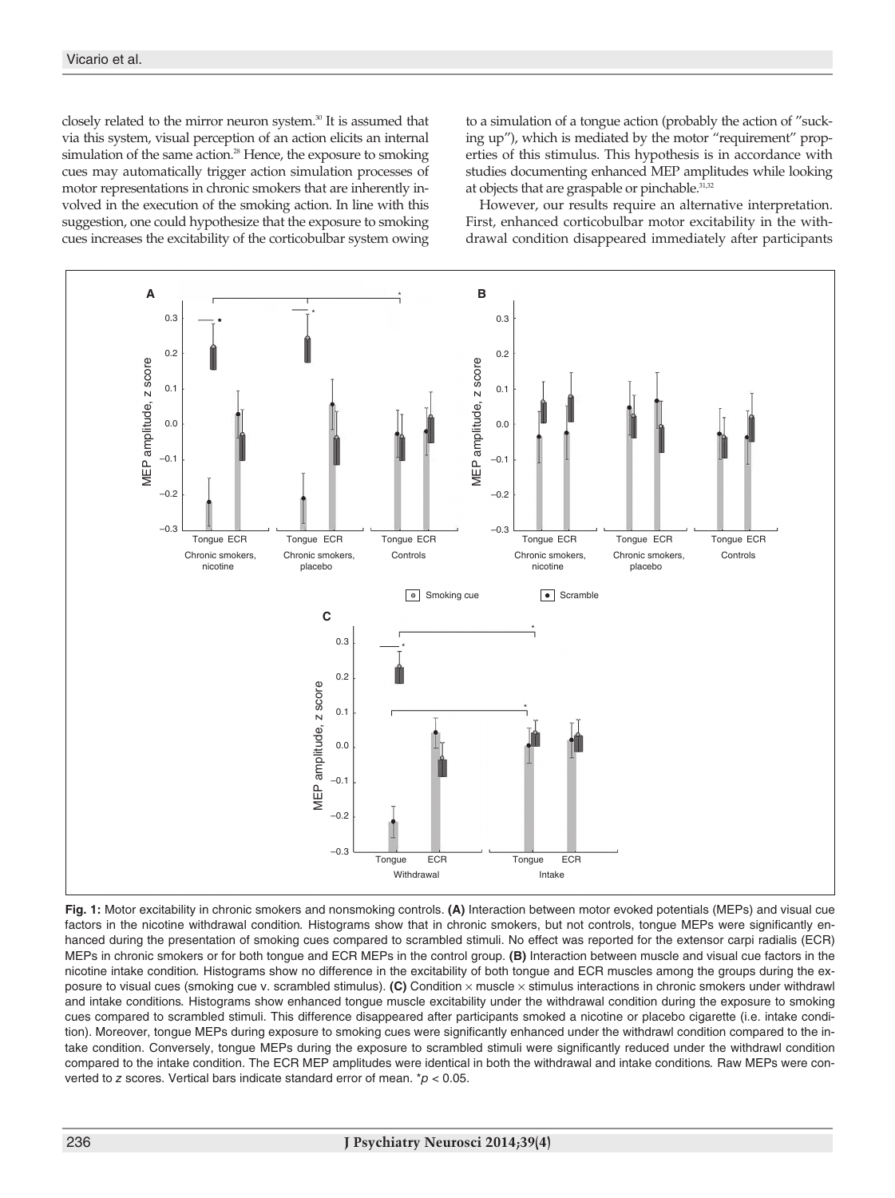closely related to the mirror neuron system.[30] It is assumed that via this system, visual perception of an action elicits an internal simulation of the same action.[28] Hence, the exposure to smoking cues may automatically trigger action simulation processes of motor representations in chronic smokers that are inherently involved in the execution of the smoking action. In line with this suggestion, one could hypothesize that the exposure to smoking cues increases the excitability of the corticobulbar system owing to a simulation of a tongue action (probably the action of "sucking up"), which is mediated by the motor "requirement" properties of this stimulus. This hypothesis is in accordance with studies documenting enhanced MEP amplitudes while looking at objects that are graspable or pinchable.[31,32]

However, our results require an alternative interpretation. First, enhanced corticobulbar motor excitability in the withdrawal condition disappeared immediately after participants

**Fig. 1:** Motor excitability in chronic smokers and nonsmoking controls. **(A)** Interaction between motor evoked potentials (MEPs) and visual cue factors in the nicotine withdrawal condition. Histograms show that in chronic smokers, but not controls, tongue MEPs were significantly enhanced during the presentation of smoking cues compared to scrambled stimuli. No effect was reported for the extensor carpi radialis (ECR) MEPs in chronic smokers or for both tongue and ECR MEPs in the control group. **(B)** Interaction between muscle and visual cue factors in the nicotine intake condition. Histograms show no difference in the excitability of both tongue and ECR muscles among the groups during the exposure to visual cues (smoking cue v. scrambled stimulus). **(C)** Condition × muscle × stimulus interactions in chronic smokers under withdrawl and intake conditions. Histograms show enhanced tongue muscle excitability under the withdrawal condition during the exposure to smoking cues compared to scrambled stimuli. This difference disappeared after participants smoked a nicotine or placebo cigarette (i.e. intake condition). Moreover, tongue MEPs during exposure to smoking cues were significantly enhanced under the withdrawl condition compared to the intake condition. Conversely, tongue MEPs during the exposure to scrambled stimuli were significantly reduced under the withdrawl condition compared to the intake condition. The ECR MEP amplitudes were identical in both the withdrawal and intake conditions. Raw MEPs were converted to *z* scores. Vertical bars indicate standard error of mean. $^*p < 0.05$.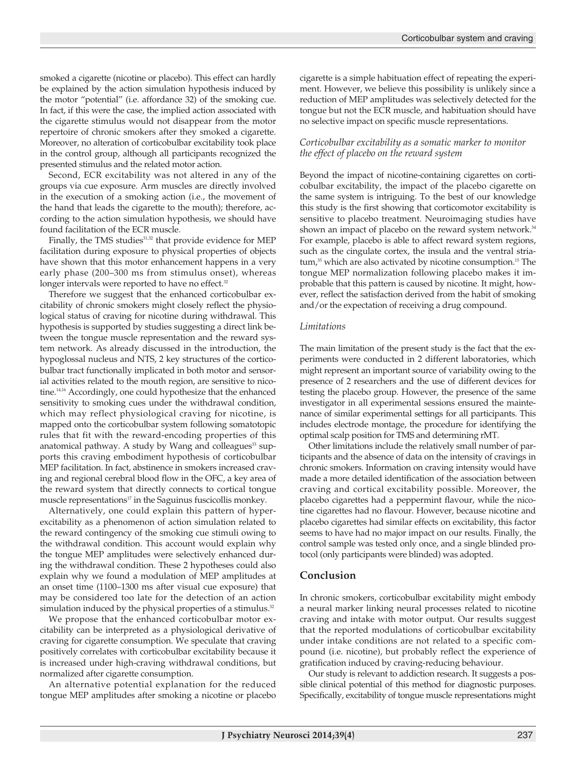smoked a cigarette (nicotine or placebo). This effect can hardly be explained by the action simulation hypothesis induced by the motor "potential" (i.e. affordance 32) of the smoking cue. In fact, if this were the case, the implied action associated with the cigarette stimulus would not disappear from the motor repertoire of chronic smokers after they smoked a cigarette. Moreover, no alteration of corticobulbar excitability took place in the control group, although all participants recognized the presented stimulus and the related motor action.

Second, ECR excitability was not altered in any of the groups via cue exposure. Arm muscles are directly involved in the execution of a smoking action (i.e., the movement of the hand that leads the cigarette to the mouth); therefore, according to the action simulation hypothesis, we should have found facilitation of the ECR muscle.

Finally, the TMS studies[31,32] that provide evidence for MEP facilitation during exposure to physical properties of objects have shown that this motor enhancement happens in a very early phase (200–300 ms from stimulus onset), whereas longer intervals were reported to have no effect.[32]

Therefore we suggest that the enhanced corticobulbar excitability of chronic smokers might closely reflect the physiological status of craving for nicotine during withdrawal. This hypothesis is supported by studies suggesting a direct link between the tongue muscle representation and the reward system network. As already discussed in the introduction, the hypoglossal nucleus and NTS, 2 key structures of the corticobulbar tract functionally implicated in both motor and sensorial activities related to the mouth region, are sensitive to nicotine.[14,16] Accordingly, one could hypothesize that the enhanced sensitivity to smoking cues under the withdrawal condition, which may reflect physiological craving for nicotine, is mapped onto the corticobulbar system following somatotopic rules that fit with the reward-encoding properties of this anatomical pathway. A study by Wang and colleagues[33] supports this craving embodiment hypothesis of corticobulbar MEP facilitation. In fact, abstinence in smokers increased craving and regional cerebral blood flow in the OFC, a key area of the reward system that directly connects to cortical tongue muscle representations[17] in the Saguinus fuscicollis monkey.

Alternatively, one could explain this pattern of hyperexcitability as a phenomenon of action simulation related to the reward contingency of the smoking cue stimuli owing to the withdrawal condition. This account would explain why the tongue MEP amplitudes were selectively enhanced during the withdrawal condition. These 2 hypotheses could also explain why we found a modulation of MEP amplitudes at an onset time (1100–1300 ms after visual cue exposure) that may be considered too late for the detection of an action simulation induced by the physical properties of a stimulus.[32]

We propose that the enhanced corticobulbar motor excitability can be interpreted as a physiological derivative of craving for cigarette consumption. We speculate that craving positively correlates with corticobulbar excitability because it is increased under high-craving withdrawal conditions, but normalized after cigarette consumption.

An alternative potential explanation for the reduced tongue MEP amplitudes after smoking a nicotine or placebo cigarette is a simple habituation effect of repeating the experiment. However, we believe this possibility is unlikely since a reduction of MEP amplitudes was selectively detected for the tongue but not the ECR muscle, and habituation should have no selective impact on specific muscle representations.

### *Corticobulbar excitability as a somatic marker to monitor the effect of placebo on the reward system*

Beyond the impact of nicotine-containing cigarettes on corticobulbar excitability, the impact of the placebo cigarette on the same system is intriguing. To the best of our knowledge this study is the first showing that corticomotor excitability is sensitive to placebo treatment. Neuroimaging studies have shown an impact of placebo on the reward system network.[34] For example, placebo is able to affect reward system regions, such as the cingulate cortex, the insula and the ventral striatum,[35] which are also activated by nicotine consumption.[15] The tongue MEP normalization following placebo makes it improbable that this pattern is caused by nicotine. It might, however, reflect the satisfaction derived from the habit of smoking and/or the expectation of receiving a drug compound.

### *Limitations*

The main limitation of the present study is the fact that the experiments were conducted in 2 different laboratories, which might represent an important source of variability owing to the presence of 2 researchers and the use of different devices for testing the placebo group. However, the presence of the same investigator in all experimental sessions ensured the maintenance of similar experimental settings for all participants. This includes electrode montage, the procedure for identifying the optimal scalp position for TMS and determining rMT.

Other limitations include the relatively small number of participants and the absence of data on the intensity of cravings in chronic smokers. Information on craving intensity would have made a more detailed identification of the association between craving and cortical excitability possible. Moreover, the placebo cigarettes had a peppermint flavour, while the nicotine cigarettes had no flavour. However, because nicotine and placebo cigarettes had similar effects on excitability, this factor seems to have had no major impact on our results. Finally, the control sample was tested only once, and a single blinded protocol (only participants were blinded) was adopted.

## Conclusion

In chronic smokers, corticobulbar excitability might embody a neural marker linking neural processes related to nicotine craving and intake with motor output. Our results suggest that the reported modulations of corticobulbar excitability under intake conditions are not related to a specific compound (i.e. nicotine), but probably reflect the experience of gratification induced by craving-reducing behaviour.

Our study is relevant to addiction research. It suggests a possible clinical potential of this method for diagnostic purposes. Specifically, excitability of tongue muscle representations might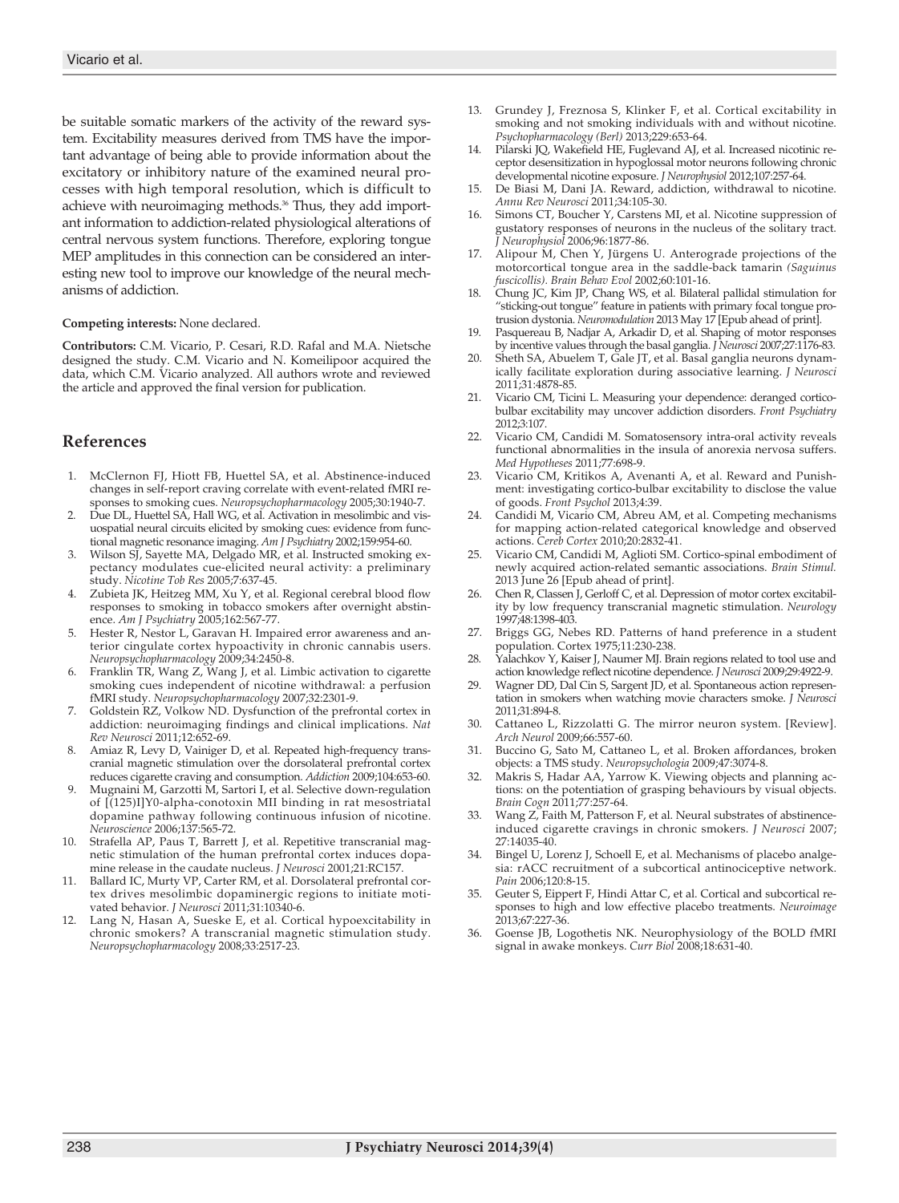be suitable somatic markers of the activity of the reward system. Excitability measures derived from TMS have the important advantage of being able to provide information about the excitatory or inhibitory nature of the examined neural processes with high temporal resolution, which is difficult to achieve with neuroimaging methods.[36] Thus, they add important information to addiction-related physiological alterations of central nervous system functions. Therefore, exploring tongue MEP amplitudes in this connection can be considered an interesting new tool to improve our knowledge of the neural mechanisms of addiction.

**Competing interests:** None declared.

**Contributors:** C.M. Vicario, P. Cesari, R.D. Rafal and M.A. Nietsche designed the study. C.M. Vicario and N. Komeilipoor acquired the data, which C.M. Vicario analyzed. All authors wrote and reviewed the article and approved the final version for publication.

## References

1. McClernon FJ, Hiott FB, Huettel SA, et al. Abstinence-induced changes in self-report craving correlate with event-related fMRI responses to smoking cues. *Neuropsychopharmacology* 2005;30:1940-7.
2. Due DL, Huettel SA, Hall WG, et al. Activation in mesolimbic and visuospatial neural circuits elicited by smoking cues: evidence from functional magnetic resonance imaging. *Am J Psychiatry* 2002;159:954-60.
3. Wilson SJ, Sayette MA, Delgado MR, et al. Instructed smoking expectancy modulates cue-elicited neural activity: a preliminary study. *Nicotine Tob Res* 2005;7:637-45.
4. Zubieta JK, Heitzeg MM, Xu Y, et al. Regional cerebral blood flow responses to smoking in tobacco smokers after overnight abstinence. *Am J Psychiatry* 2005;162:567-77.
5. Hester R, Nestor L, Garavan H. Impaired error awareness and anterior cingulate cortex hypoactivity in chronic cannabis users. *Neuropsychopharmacology* 2009;34:2450-8.
6. Franklin TR, Wang Z, Wang J, et al. Limbic activation to cigarette smoking cues independent of nicotine withdrawal: a perfusion fMRI study. *Neuropsychopharmacology* 2007;32:2301-9.
7. Goldstein RZ, Volkow ND. Dysfunction of the prefrontal cortex in addiction: neuroimaging findings and clinical implications. *Nat Rev Neurosci* 2011;12:652-69.
8. Amiaz R, Levy D, Vainiger D, et al. Repeated high-frequency transcranial magnetic stimulation over the dorsolateral prefrontal cortex reduces cigarette craving and consumption. *Addiction* 2009;104:653-60.
9. Mugnaini M, Garzotti M, Sartori I, et al. Selective down-regulation of [(125)I]Y0-alpha-conotoxin MII binding in rat mesostriatal dopamine pathway following continuous infusion of nicotine. *Neuroscience* 2006;137:565-72.
10. Strafella AP, Paus T, Barrett J, et al. Repetitive transcranial magnetic stimulation of the human prefrontal cortex induces dopamine release in the caudate nucleus. *J Neurosci* 2001;21:RC157.
11. Ballard IC, Murty VP, Carter RM, et al. Dorsolateral prefrontal cortex drives mesolimbic dopaminergic regions to initiate motivated behavior. *J Neurosci* 2011;31:10340-6.
12. Lang N, Hasan A, Sueske E, et al. Cortical hypoexcitability in chronic smokers? A transcranial magnetic stimulation study. *Neuropsychopharmacology* 2008;33:2517-23.
13. Grundey J, Freznosa S, Klinker F, et al. Cortical excitability in smoking and not smoking individuals with and without nicotine. *Psychopharmacology (Berl)* 2013;229:653-64.
14. Pilarski JQ, Wakefield HE, Fuglevand AJ, et al. Increased nicotinic receptor desensitization in hypoglossal motor neurons following chronic developmental nicotine exposure. *J Neurophysiol* 2012;107:257-64.
15. De Biasi M, Dani JA. Reward, addiction, withdrawal to nicotine. *Annu Rev Neurosci* 2011;34:105-30.
16. Simons CT, Boucher Y, Carstens MI, et al. Nicotine suppression of gustatory responses of neurons in the nucleus of the solitary tract. *J Neurophysiol* 2006;96:1877-86.
17. Alipour M, Chen Y, Jürgens U. Anterograde projections of the motorcortical tongue area in the saddle-back tamarin *(Saguinus fuscicollis). Brain Behav Evol* 2002;60:101-16.
18. Chung JC, Kim JP, Chang WS, et al. Bilateral pallidal stimulation for "sticking-out tongue" feature in patients with primary focal tongue protrusion dystonia. *Neuromodulation* 2013 May 17 [Epub ahead of print].
19. Pasquereau B, Nadjar A, Arkadir D, et al. Shaping of motor responses by incentive values through the basal ganglia. *J Neurosci* 2007;27:1176-83.
20. Sheth SA, Abuelem T, Gale JT, et al. Basal ganglia neurons dynamically facilitate exploration during associative learning. *J Neurosci* 2011;31:4878-85.
21. Vicario CM, Ticini L. Measuring your dependence: deranged corticobulbar excitability may uncover addiction disorders. *Front Psychiatry* 2012;3:107.
22. Vicario CM, Candidi M. Somatosensory intra-oral activity reveals functional abnormalities in the insula of anorexia nervosa suffers. *Med Hypotheses* 2011;77:698-9.
23. Vicario CM, Kritikos A, Avenanti A, et al. Reward and Punishment: investigating cortico-bulbar excitability to disclose the value of goods. *Front Psychol* 2013;4:39.
24. Candidi M, Vicario CM, Abreu AM, et al. Competing mechanisms for mapping action-related categorical knowledge and observed actions. *Cereb Cortex* 2010;20:2832-41.
25. Vicario CM, Candidi M, Aglioti SM. Cortico-spinal embodiment of newly acquired action-related semantic associations. *Brain Stimul.* 2013 June 26 [Epub ahead of print].
26. Chen R, Classen J, Gerloff C, et al. Depression of motor cortex excitability by low frequency transcranial magnetic stimulation. *Neurology* 1997;48:1398-403.
27. Briggs GG, Nebes RD. Patterns of hand preference in a student population. Cortex 1975;11:230-238.
28. Yalachkov Y, Kaiser J, Naumer MJ. Brain regions related to tool use and action knowledge reflect nicotine dependence. *J Neurosci* 2009;29:4922-9.
29. Wagner DD, Dal Cin S, Sargent JD, et al. Spontaneous action representation in smokers when watching movie characters smoke. *J Neurosci* 2011;31:894-8.
30. Cattaneo L, Rizzolatti G. The mirror neuron system. [Review]. *Arch Neurol* 2009;66:557-60.
31. Buccino G, Sato M, Cattaneo L, et al. Broken affordances, broken objects: a TMS study. *Neuropsychologia* 2009;47:3074-8.
32. Makris S, Hadar AA, Yarrow K. Viewing objects and planning actions: on the potentiation of grasping behaviours by visual objects. *Brain Cogn* 2011;77:257-64.
33. Wang Z, Faith M, Patterson F, et al. Neural substrates of abstinence-induced cigarette cravings in chronic smokers. *J Neurosci* 2007; 27:14035-40.
34. Bingel U, Lorenz J, Schoell E, et al. Mechanisms of placebo analgesia: rACC recruitment of a subcortical antinociceptive network. *Pain* 2006;120:8-15.
35. Geuter S, Eippert F, Hindi Attar C, et al. Cortical and subcortical responses to high and low effective placebo treatments. *Neuroimage* 2013;67:227-36.
36. Goense JB, Logothetis NK. Neurophysiology of the BOLD fMRI signal in awake monkeys. *Curr Biol* 2008;18:631-40.